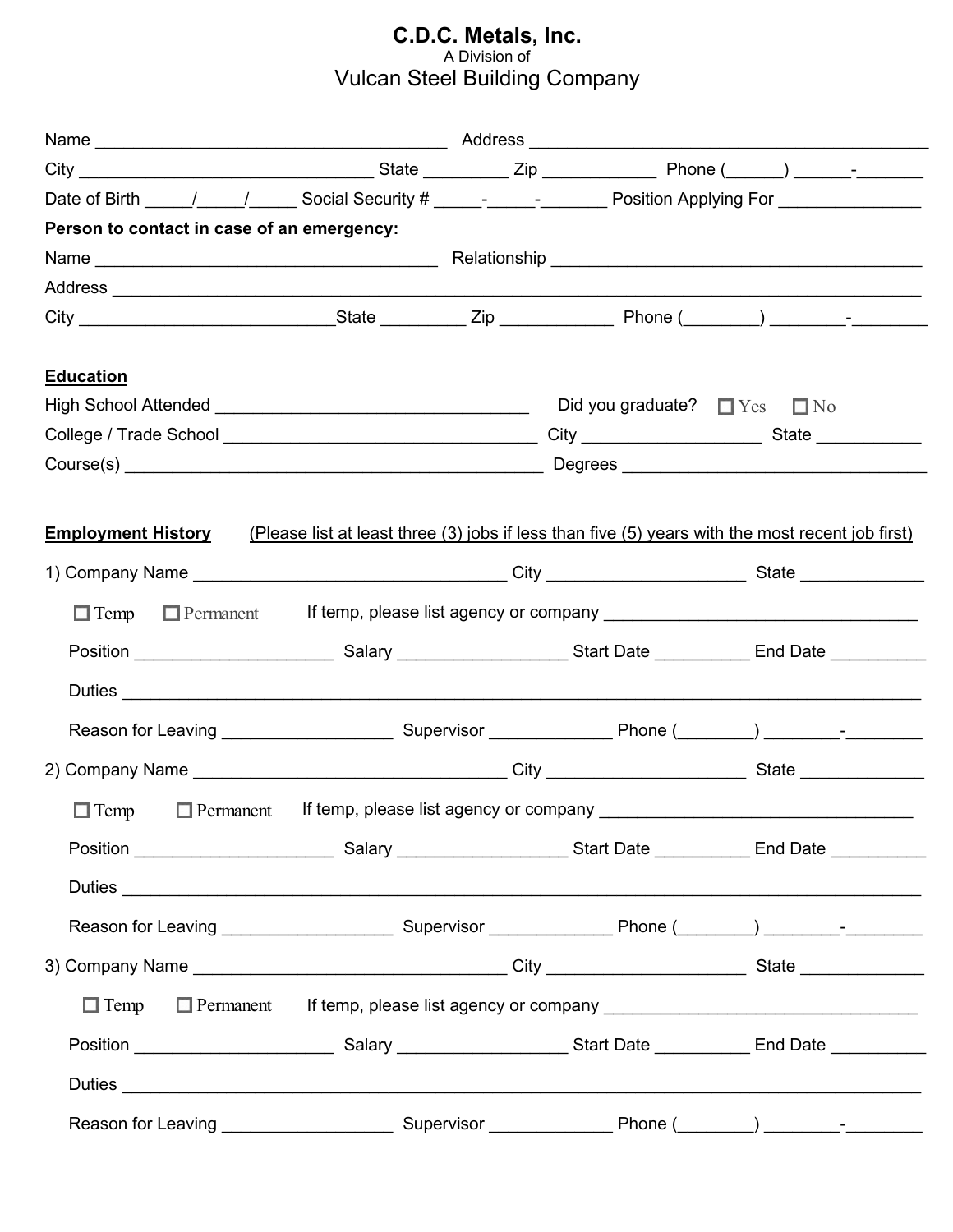# C.D.C. Metals, Inc.

A Division of

## Vulcan Steel Building Company

Name ____________________________________ Address __________________________________________

City ______________________________ State _________ Zip ____________ Phone (______) ______-_______

Date of Birth _____/_____/_____ Social Security # _____-_____-_______ Position Applying For _______________

**Person to contact in case of an emergency:**

Name ___________________________________ Relationship _______________________________________

Address __________________________________________________________________________________

City ___________________________State _________ Zip ____________ Phone (________) ________-________

**Education**

High School Attended ________________________________ Did you graduate? ☐ Yes ☐ No

College / Trade School _________________________________ City ___________________ State ___________

Course(s) ____________________________________________ Degrees ________________________________

**Employment History** (Please list at least three (3) jobs if less than five (5) years with the most recent job first)

1) Company Name _________________________________ City _____________________ State _____________

☐ Temp ☐ Permanent If temp, please list agency or company _________________________________

Position ____________________ Salary _________________ Start Date __________ End Date __________

Duties ____________________________________________________________________________________

Reason for Leaving _________________ Supervisor _____________ Phone (________) ________-________

2) Company Name _________________________________ City _____________________ State _____________

☐ Temp ☐ Permanent If temp, please list agency or company _________________________________

Position ____________________ Salary _________________ Start Date __________ End Date __________

Duties ____________________________________________________________________________________

Reason for Leaving _________________ Supervisor _____________ Phone (________) ________-________

3) Company Name _________________________________ City _____________________ State _____________

☐ Temp ☐ Permanent If temp, please list agency or company _________________________________

Position ____________________ Salary _________________ Start Date __________ End Date __________

Duties ____________________________________________________________________________________

Reason for Leaving _________________ Supervisor _____________ Phone (________) ________-________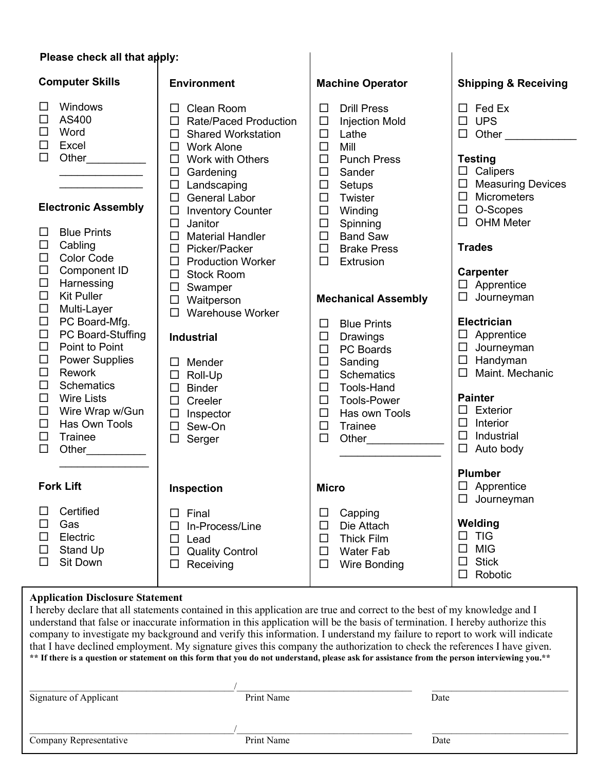**Please check all that apply:**

### Computer Skills

- ☐ Windows
- ☐ AS400
- ☐ Word
- ☐ Excel
- ☐ Other__________
  ______________
  ______________

### Electronic Assembly

- ☐ Blue Prints
- ☐ Cabling
- ☐ Color Code
- ☐ Component ID
- ☐ Harnessing
- ☐ Kit Puller
- ☐ Multi-Layer
- ☐ PC Board-Mfg.
- ☐ PC Board-Stuffing
- ☐ Point to Point
- ☐ Power Supplies
- ☐ Rework
- ☐ Schematics
- ☐ Wire Lists
- ☐ Wire Wrap w/Gun
- ☐ Has Own Tools
- ☐ Trainee
- ☐ Other__________
  _______________

### Fork Lift

- ☐ Certified
- ☐ Gas
- ☐ Electric
- ☐ Stand Up
- ☐ Sit Down

### Environment

- ☐ Clean Room
- ☐ Rate/Paced Production
- ☐ Shared Workstation
- ☐ Work Alone
- ☐ Work with Others
- ☐ Gardening
- ☐ Landscaping
- ☐ General Labor
- ☐ Inventory Counter
- ☐ Janitor
- ☐ Material Handler
- ☐ Picker/Packer
- ☐ Production Worker
- ☐ Stock Room
- ☐ Swamper
- ☐ Waitperson
- ☐ Warehouse Worker

### Industrial

- ☐ Mender
- ☐ Roll-Up
- ☐ Binder
- ☐ Creeler
- ☐ Inspector
- ☐ Sew-On
- ☐ Serger

### Inspection

- ☐ Final
- ☐ In-Process/Line
- ☐ Lead
- ☐ Quality Control
- ☐ Receiving

### Machine Operator

- ☐ Drill Press
- ☐ Injection Mold
- ☐ Lathe
- ☐ Mill
- ☐ Punch Press
- ☐ Sander
- ☐ Setups
- ☐ Twister
- ☐ Winding
- ☐ Spinning
- ☐ Band Saw
- ☐ Brake Press
- ☐ Extrusion

### Mechanical Assembly

- ☐ Blue Prints
- ☐ Drawings
- ☐ PC Boards
- ☐ Sanding
- ☐ Schematics
- ☐ Tools-Hand
- ☐ Tools-Power
- ☐ Has own Tools
- ☐ Trainee
- ☐ Other_____________
  _________________

### Micro

- ☐ Capping
- ☐ Die Attach
- ☐ Thick Film
- ☐ Water Fab
- ☐ Wire Bonding

### Shipping & Receiving

- ☐ Fed Ex
- ☐ UPS
- ☐ Other ____________

### Testing

- ☐ Calipers
- ☐ Measuring Devices
- ☐ Micrometers
- ☐ O-Scopes
- ☐ OHM Meter

### Trades

**Carpenter**
- ☐ Apprentice
- ☐ Journeyman

**Electrician**
- ☐ Apprentice
- ☐ Journeyman
- ☐ Handyman
- ☐ Maint. Mechanic

**Painter**
- ☐ Exterior
- ☐ Interior
- ☐ Industrial
- ☐ Auto body

**Plumber**
- ☐ Apprentice
- ☐ Journeyman

**Welding**
- ☐ TIG
- ☐ MIG
- ☐ Stick
- ☐ Robotic

---

**Application Disclosure Statement**

I hereby declare that all statements contained in this application are true and correct to the best of my knowledge and I understand that false or inaccurate information in this application will be the basis of termination. I hereby authorize this company to investigate my background and verify this information. I understand my failure to report to work will indicate that I have declined employment. My signature gives this company the authorization to check the references I have given.

**\*\* If there is a question or statement on this form that you do not understand, please ask for assistance from the person interviewing you.\*\***

________________________________________/_____________________________________ ____________________________
Signature of Applicant Print Name Date

________________________________________/_____________________________________ ____________________________
Company Representative Print Name Date